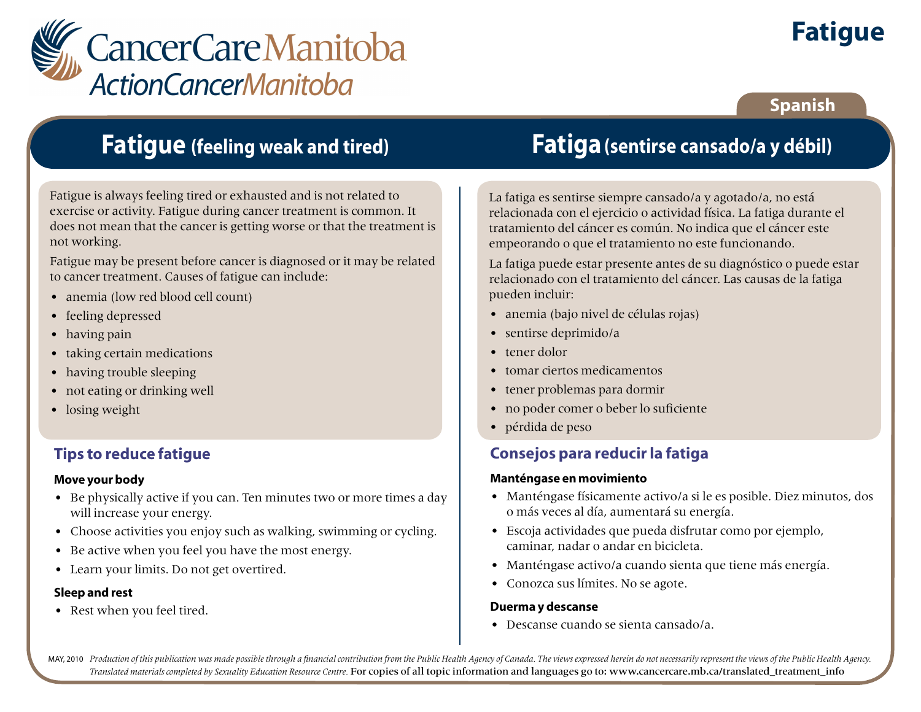CancerCare Manitoba
ActionCancerManitoba

# Fatigue

Spanish

## Fatigue (feeling weak and tired)

Fatigue is always feeling tired or exhausted and is not related to exercise or activity. Fatigue during cancer treatment is common. It does not mean that the cancer is getting worse or that the treatment is not working.

Fatigue may be present before cancer is diagnosed or it may be related to cancer treatment. Causes of fatigue can include:

- anemia (low red blood cell count)
- feeling depressed
- having pain
- taking certain medications
- having trouble sleeping
- not eating or drinking well
- losing weight

### Tips to reduce fatigue

**Move your body**

- Be physically active if you can. Ten minutes two or more times a day will increase your energy.
- Choose activities you enjoy such as walking, swimming or cycling.
- Be active when you feel you have the most energy.
- Learn your limits. Do not get overtired.

**Sleep and rest**

- Rest when you feel tired.

## Fatiga (sentirse cansado/a y débil)

La fatiga es sentirse siempre cansado/a y agotado/a, no está relacionada con el ejercicio o actividad física. La fatiga durante el tratamiento del cáncer es común. No indica que el cáncer este empeorando o que el tratamiento no este funcionando.

La fatiga puede estar presente antes de su diagnóstico o puede estar relacionado con el tratamiento del cáncer. Las causas de la fatiga pueden incluir:

- anemia (bajo nivel de células rojas)
- sentirse deprimido/a
- tener dolor
- tomar ciertos medicamentos
- tener problemas para dormir
- no poder comer o beber lo suficiente
- pérdida de peso

### Consejos para reducir la fatiga

**Manténgase en movimiento**

- Manténgase físicamente activo/a si le es posible. Diez minutos, dos o más veces al día, aumentará su energía.
- Escoja actividades que pueda disfrutar como por ejemplo, caminar, nadar o andar en bicicleta.
- Manténgase activo/a cuando sienta que tiene más energía.
- Conozca sus límites. No se agote.

**Duerma y descanse**

- Descanse cuando se sienta cansado/a.

MAY, 2010 *Production of this publication was made possible through a financial contribution from the Public Health Agency of Canada. The views expressed herein do not necessarily represent the views of the Public Health Agency. Translated materials completed by Sexuality Education Resource Centre.* For copies of all topic information and languages go to: www.cancercare.mb.ca/translated_treatment_info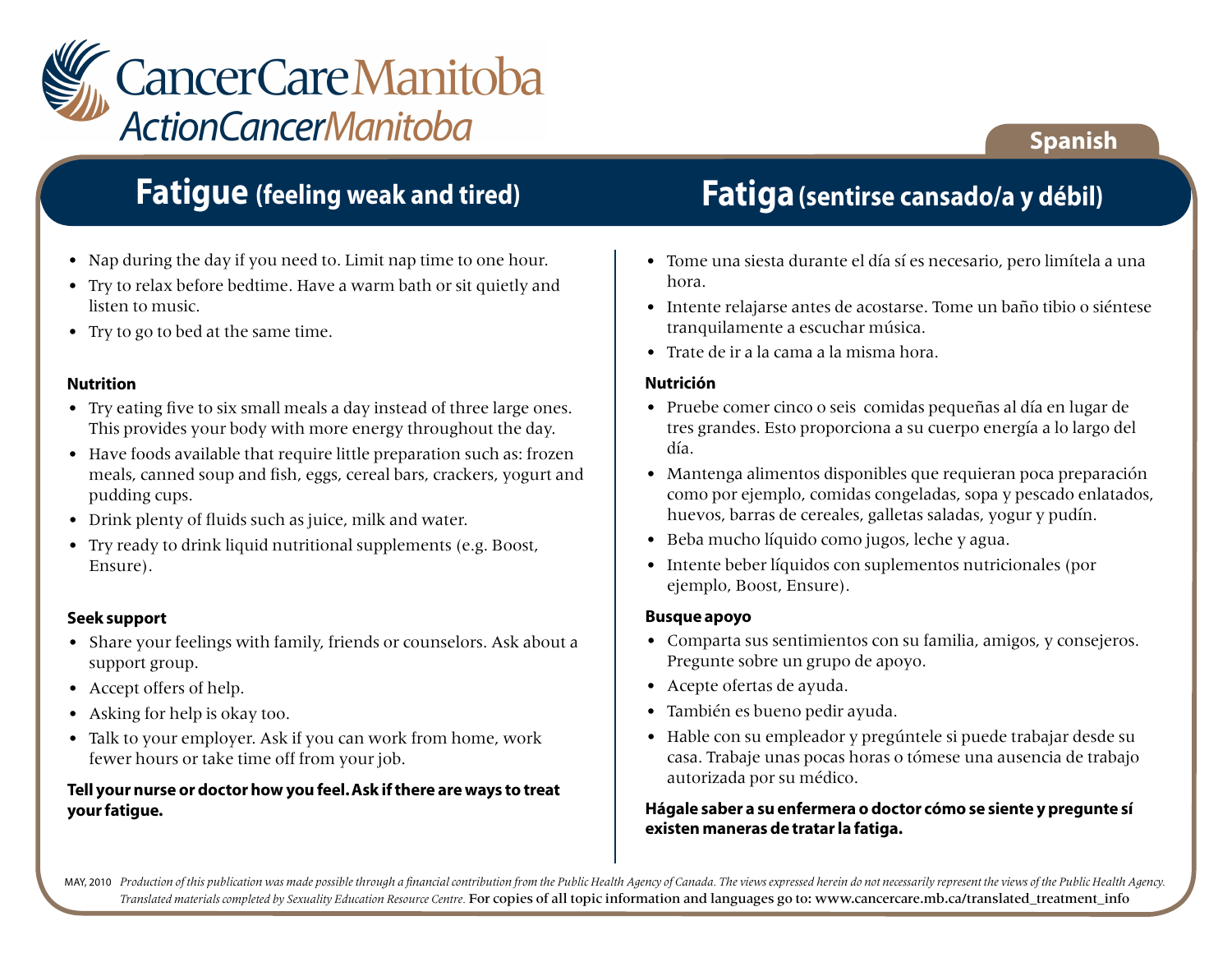CancerCare Manitoba
ActionCancerManitoba

Spanish

## Fatigue (feeling weak and tired)

- Nap during the day if you need to. Limit nap time to one hour.
- Try to relax before bedtime. Have a warm bath or sit quietly and listen to music.
- Try to go to bed at the same time.

**Nutrition**

- Try eating five to six small meals a day instead of three large ones. This provides your body with more energy throughout the day.
- Have foods available that require little preparation such as: frozen meals, canned soup and fish, eggs, cereal bars, crackers, yogurt and pudding cups.
- Drink plenty of fluids such as juice, milk and water.
- Try ready to drink liquid nutritional supplements (e.g. Boost, Ensure).

**Seek support**

- Share your feelings with family, friends or counselors. Ask about a support group.
- Accept offers of help.
- Asking for help is okay too.
- Talk to your employer. Ask if you can work from home, work fewer hours or take time off from your job.

**Tell your nurse or doctor how you feel. Ask if there are ways to treat your fatigue.**

## Fatiga (sentirse cansado/a y débil)

- Tome una siesta durante el día sí es necesario, pero limítela a una hora.
- Intente relajarse antes de acostarse. Tome un baño tibio o siéntese tranquilamente a escuchar música.
- Trate de ir a la cama a la misma hora.

**Nutrición**

- Pruebe comer cinco o seis comidas pequeñas al día en lugar de tres grandes. Esto proporciona a su cuerpo energía a lo largo del día.
- Mantenga alimentos disponibles que requieran poca preparación como por ejemplo, comidas congeladas, sopa y pescado enlatados, huevos, barras de cereales, galletas saladas, yogur y pudín.
- Beba mucho líquido como jugos, leche y agua.
- Intente beber líquidos con suplementos nutricionales (por ejemplo, Boost, Ensure).

**Busque apoyo**

- Comparta sus sentimientos con su familia, amigos, y consejeros. Pregunte sobre un grupo de apoyo.
- Acepte ofertas de ayuda.
- También es bueno pedir ayuda.
- Hable con su empleador y pregúntele si puede trabajar desde su casa. Trabaje unas pocas horas o tómese una ausencia de trabajo autorizada por su médico.

**Hágale saber a su enfermera o doctor cómo se siente y pregunte sí existen maneras de tratar la fatiga.**

MAY, 2010 *Production of this publication was made possible through a financial contribution from the Public Health Agency of Canada. The views expressed herein do not necessarily represent the views of the Public Health Agency. Translated materials completed by Sexuality Education Resource Centre.* For copies of all topic information and languages go to: www.cancercare.mb.ca/translated_treatment_info